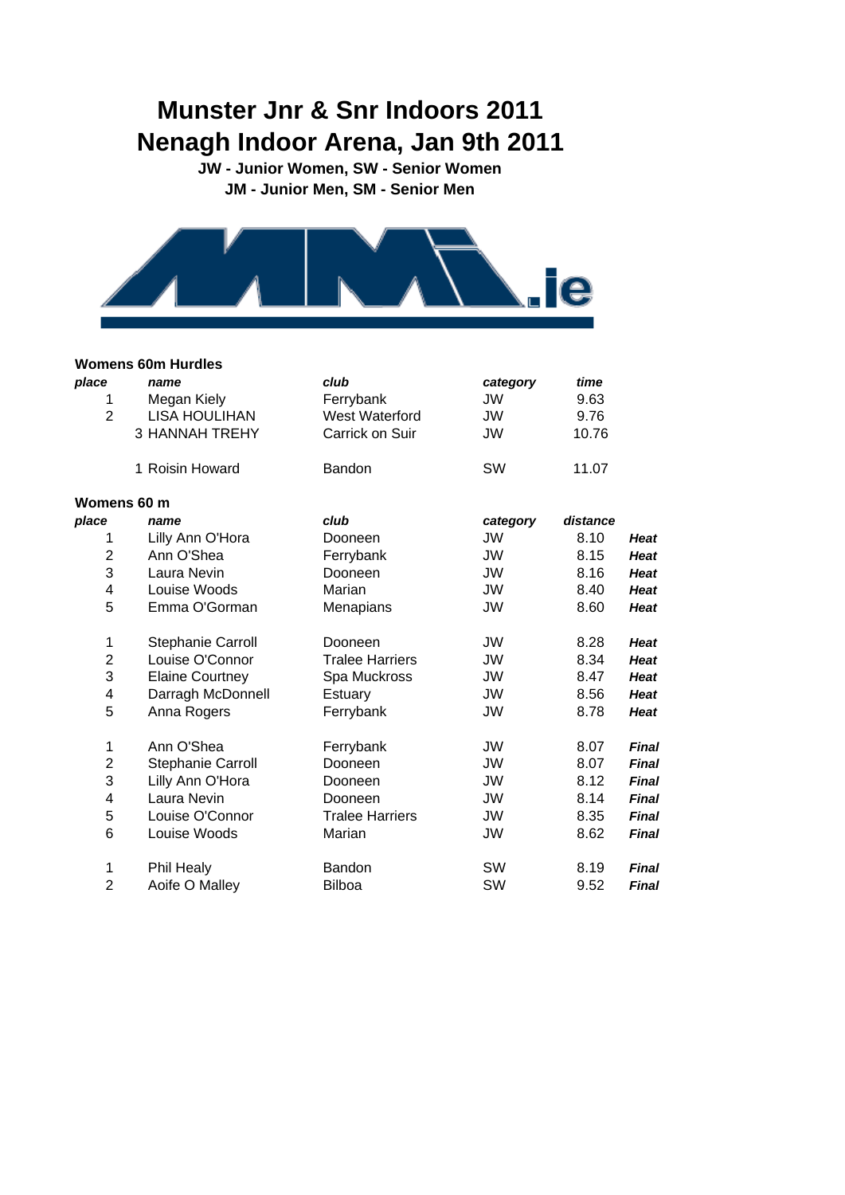# Munster Jnr & Snr Indoors 2011
# Nenagh Indoor Arena, Jan 9th 2011

**JW - Junior Women, SW - Senior Women**
**JM - Junior Men, SM - Senior Men**

### Womens 60m Hurdles

| *place* | *name* | *club* | *category* | *time* |
|---|---|---|---|---|
| 1 | Megan Kiely | Ferrybank | JW | 9.63 |
| 2 | LISA HOULIHAN | West Waterford | JW | 9.76 |
| 3 | HANNAH TREHY | Carrick on Suir | JW | 10.76 |
| | | | | |
| 1 | Roisin Howard | Bandon | SW | 11.07 |

### Womens 60 m

| *place* | *name* | *club* | *category* | *distance* | |
|---|---|---|---|---|---|
| 1 | Lilly Ann O'Hora | Dooneen | JW | 8.10 | ***Heat*** |
| 2 | Ann O'Shea | Ferrybank | JW | 8.15 | ***Heat*** |
| 3 | Laura Nevin | Dooneen | JW | 8.16 | ***Heat*** |
| 4 | Louise Woods | Marian | JW | 8.40 | ***Heat*** |
| 5 | Emma O'Gorman | Menapians | JW | 8.60 | ***Heat*** |
| | | | | | |
| 1 | Stephanie Carroll | Dooneen | JW | 8.28 | ***Heat*** |
| 2 | Louise O'Connor | Tralee Harriers | JW | 8.34 | ***Heat*** |
| 3 | Elaine Courtney | Spa Muckross | JW | 8.47 | ***Heat*** |
| 4 | Darragh McDonnell | Estuary | JW | 8.56 | ***Heat*** |
| 5 | Anna Rogers | Ferrybank | JW | 8.78 | ***Heat*** |
| | | | | | |
| 1 | Ann O'Shea | Ferrybank | JW | 8.07 | ***Final*** |
| 2 | Stephanie Carroll | Dooneen | JW | 8.07 | ***Final*** |
| 3 | Lilly Ann O'Hora | Dooneen | JW | 8.12 | ***Final*** |
| 4 | Laura Nevin | Dooneen | JW | 8.14 | ***Final*** |
| 5 | Louise O'Connor | Tralee Harriers | JW | 8.35 | ***Final*** |
| 6 | Louise Woods | Marian | JW | 8.62 | ***Final*** |
| | | | | | |
| 1 | Phil Healy | Bandon | SW | 8.19 | ***Final*** |
| 2 | Aoife O Malley | Bilboa | SW | 9.52 | ***Final*** |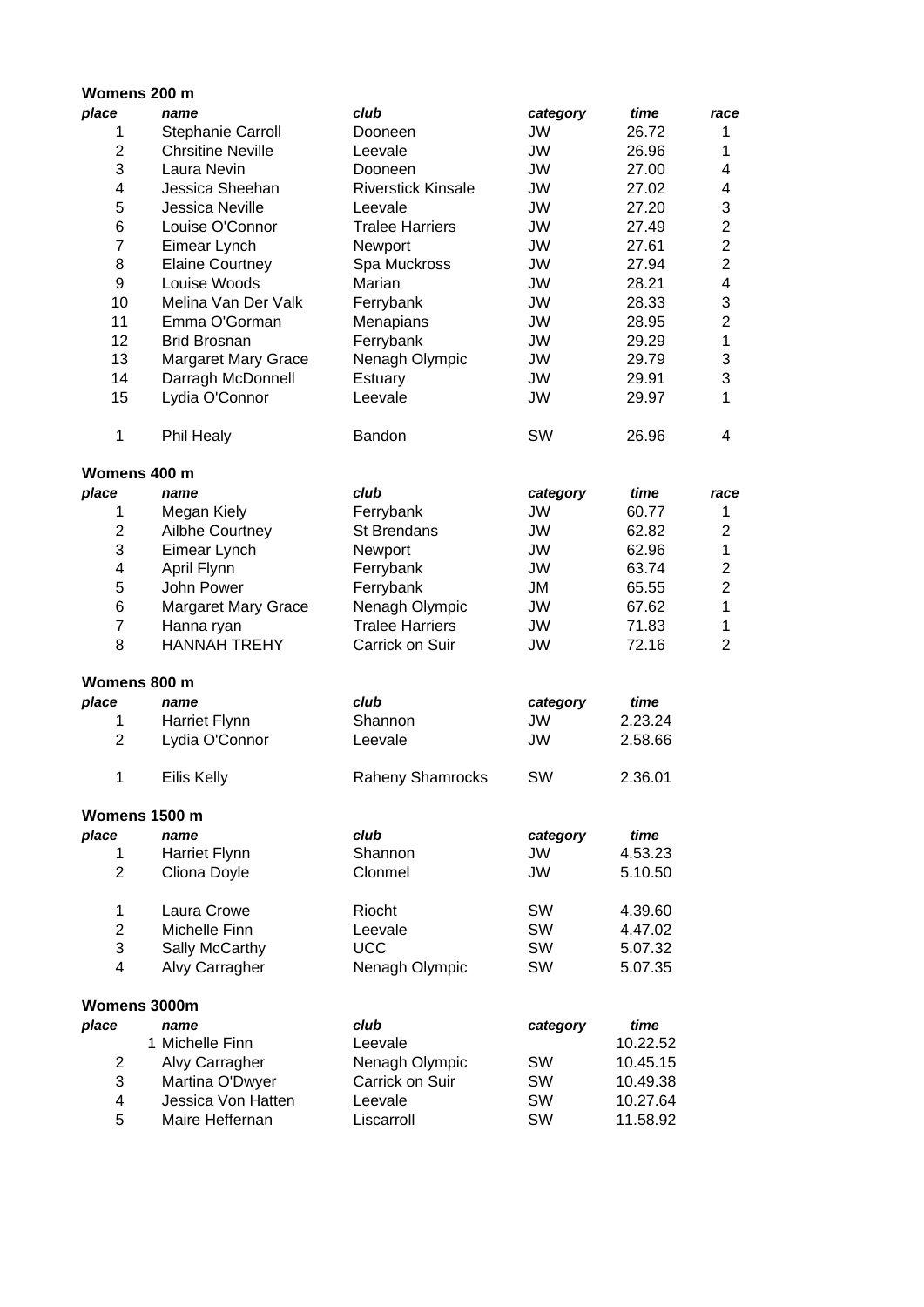## Womens 200 m

| place | name | club | category | time | race |
|---|---|---|---|---|---|
| 1 | Stephanie Carroll | Dooneen | JW | 26.72 | 1 |
| 2 | Chrsitine Neville | Leevale | JW | 26.96 | 1 |
| 3 | Laura Nevin | Dooneen | JW | 27.00 | 4 |
| 4 | Jessica Sheehan | Riverstick Kinsale | JW | 27.02 | 4 |
| 5 | Jessica Neville | Leevale | JW | 27.20 | 3 |
| 6 | Louise O'Connor | Tralee Harriers | JW | 27.49 | 2 |
| 7 | Eimear Lynch | Newport | JW | 27.61 | 2 |
| 8 | Elaine Courtney | Spa Muckross | JW | 27.94 | 2 |
| 9 | Louise Woods | Marian | JW | 28.21 | 4 |
| 10 | Melina Van Der Valk | Ferrybank | JW | 28.33 | 3 |
| 11 | Emma O'Gorman | Menapians | JW | 28.95 | 2 |
| 12 | Brid Brosnan | Ferrybank | JW | 29.29 | 1 |
| 13 | Margaret Mary Grace | Nenagh Olympic | JW | 29.79 | 3 |
| 14 | Darragh McDonnell | Estuary | JW | 29.91 | 3 |
| 15 | Lydia O'Connor | Leevale | JW | 29.97 | 1 |
| | | | | | |
| 1 | Phil Healy | Bandon | SW | 26.96 | 4 |

## Womens 400 m

| place | name | club | category | time | race |
|---|---|---|---|---|---|
| 1 | Megan Kiely | Ferrybank | JW | 60.77 | 1 |
| 2 | Ailbhe Courtney | St Brendans | JW | 62.82 | 2 |
| 3 | Eimear Lynch | Newport | JW | 62.96 | 1 |
| 4 | April Flynn | Ferrybank | JW | 63.74 | 2 |
| 5 | John Power | Ferrybank | JM | 65.55 | 2 |
| 6 | Margaret Mary Grace | Nenagh Olympic | JW | 67.62 | 1 |
| 7 | Hanna ryan | Tralee Harriers | JW | 71.83 | 1 |
| 8 | HANNAH TREHY | Carrick on Suir | JW | 72.16 | 2 |

## Womens 800 m

| place | name | club | category | time |
|---|---|---|---|---|
| 1 | Harriet Flynn | Shannon | JW | 2.23.24 |
| 2 | Lydia O'Connor | Leevale | JW | 2.58.66 |
| | | | | |
| 1 | Eilis Kelly | Raheny Shamrocks | SW | 2.36.01 |

## Womens 1500 m

| place | name | club | category | time |
|---|---|---|---|---|
| 1 | Harriet Flynn | Shannon | JW | 4.53.23 |
| 2 | Cliona Doyle | Clonmel | JW | 5.10.50 |
| | | | | |
| 1 | Laura Crowe | Riocht | SW | 4.39.60 |
| 2 | Michelle Finn | Leevale | SW | 4.47.02 |
| 3 | Sally McCarthy | UCC | SW | 5.07.32 |
| 4 | Alvy Carragher | Nenagh Olympic | SW | 5.07.35 |

## Womens 3000m

| place | name | club | category | time |
|---|---|---|---|---|
| 1 | Michelle Finn | Leevale | | 10.22.52 |
| 2 | Alvy Carragher | Nenagh Olympic | SW | 10.45.15 |
| 3 | Martina O'Dwyer | Carrick on Suir | SW | 10.49.38 |
| 4 | Jessica Von Hatten | Leevale | SW | 10.27.64 |
| 5 | Maire Heffernan | Liscarroll | SW | 11.58.92 |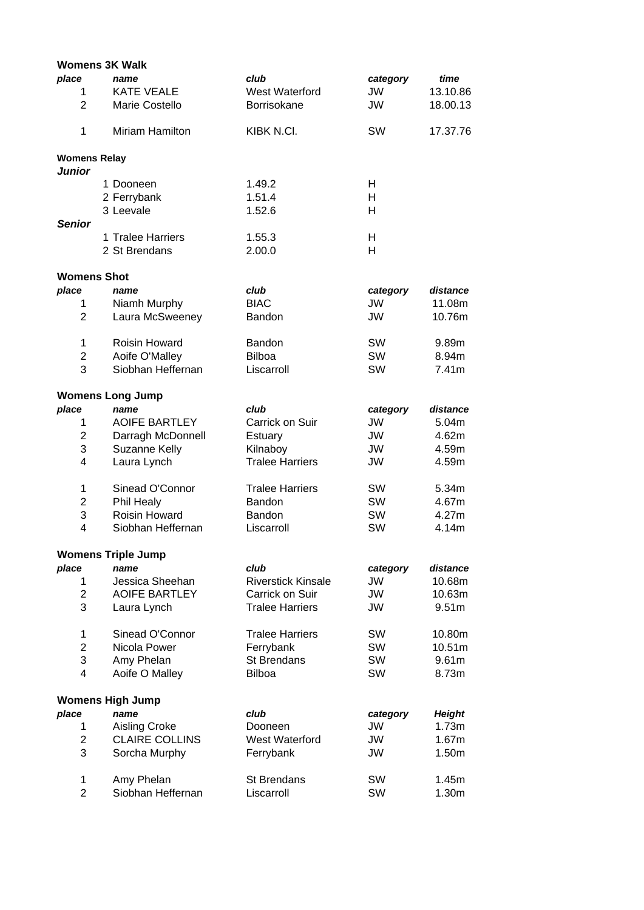### Womens 3K Walk

| place | name | club | category | time |
|---|---|---|---|---|
| 1 | KATE VEALE | West Waterford | JW | 13.10.86 |
| 2 | Marie Costello | Borrisokane | JW | 18.00.13 |
| | | | | |
| 1 | Miriam Hamilton | KIBK N.Cl. | SW | 17.37.76 |

### Womens Relay

***Junior***

| | | |
|---|---|---|
| 1 Dooneen | 1.49.2 | H |
| 2 Ferrybank | 1.51.4 | H |
| 3 Leevale | 1.52.6 | H |

***Senior***

| | | |
|---|---|---|
| 1 Tralee Harriers | 1.55.3 | H |
| 2 St Brendans | 2.00.0 | H |

### Womens Shot

| place | name | club | category | distance |
|---|---|---|---|---|
| 1 | Niamh Murphy | BIAC | JW | 11.08m |
| 2 | Laura McSweeney | Bandon | JW | 10.76m |
| | | | | |
| 1 | Roisin Howard | Bandon | SW | 9.89m |
| 2 | Aoife O'Malley | Bilboa | SW | 8.94m |
| 3 | Siobhan Heffernan | Liscarroll | SW | 7.41m |

### Womens Long Jump

| place | name | club | category | distance |
|---|---|---|---|---|
| 1 | AOIFE BARTLEY | Carrick on Suir | JW | 5.04m |
| 2 | Darragh McDonnell | Estuary | JW | 4.62m |
| 3 | Suzanne Kelly | Kilnaboy | JW | 4.59m |
| 4 | Laura Lynch | Tralee Harriers | JW | 4.59m |
| | | | | |
| 1 | Sinead O'Connor | Tralee Harriers | SW | 5.34m |
| 2 | Phil Healy | Bandon | SW | 4.67m |
| 3 | Roisin Howard | Bandon | SW | 4.27m |
| 4 | Siobhan Heffernan | Liscarroll | SW | 4.14m |

### Womens Triple Jump

| place | name | club | category | distance |
|---|---|---|---|---|
| 1 | Jessica Sheehan | Riverstick Kinsale | JW | 10.68m |
| 2 | AOIFE BARTLEY | Carrick on Suir | JW | 10.63m |
| 3 | Laura Lynch | Tralee Harriers | JW | 9.51m |
| | | | | |
| 1 | Sinead O'Connor | Tralee Harriers | SW | 10.80m |
| 2 | Nicola Power | Ferrybank | SW | 10.51m |
| 3 | Amy Phelan | St Brendans | SW | 9.61m |
| 4 | Aoife O Malley | Bilboa | SW | 8.73m |

### Womens High Jump

| place | name | club | category | Height |
|---|---|---|---|---|
| 1 | Aisling Croke | Dooneen | JW | 1.73m |
| 2 | CLAIRE COLLINS | West Waterford | JW | 1.67m |
| 3 | Sorcha Murphy | Ferrybank | JW | 1.50m |
| | | | | |
| 1 | Amy Phelan | St Brendans | SW | 1.45m |
| 2 | Siobhan Heffernan | Liscarroll | SW | 1.30m |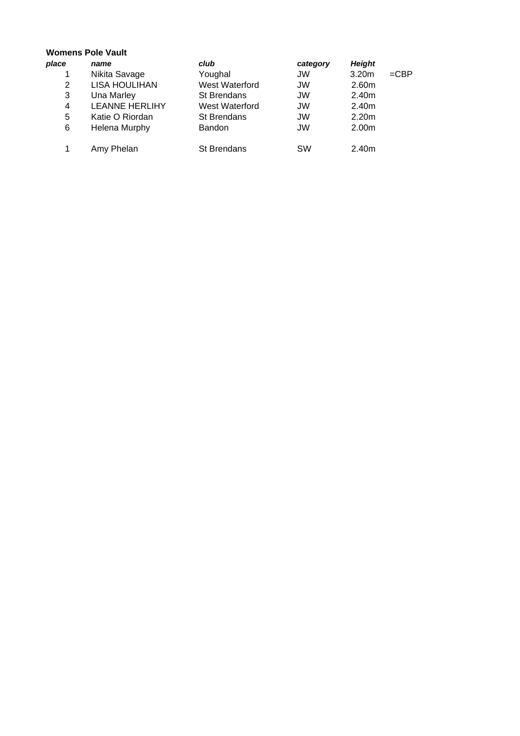**Womens Pole Vault**

| *place* | *name* | *club* | *category* | *Height* | |
|---|---|---|---|---|---|
| 1 | Nikita Savage | Youghal | JW | 3.20m | =CBP |
| 2 | LISA HOULIHAN | West Waterford | JW | 2.60m | |
| 3 | Una Marley | St Brendans | JW | 2.40m | |
| 4 | LEANNE HERLIHY | West Waterford | JW | 2.40m | |
| 5 | Katie O Riordan | St Brendans | JW | 2.20m | |
| 6 | Helena Murphy | Bandon | JW | 2.00m | |
| | | | | | |
| 1 | Amy Phelan | St Brendans | SW | 2.40m | |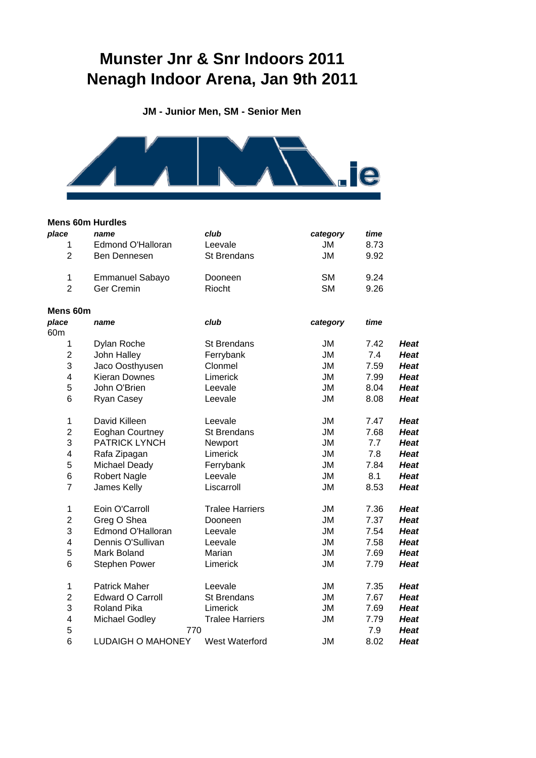# Munster Jnr & Snr Indoors 2011
# Nenagh Indoor Arena, Jan 9th 2011

**JM - Junior Men, SM - Senior Men**

### Mens 60m Hurdles

| *place* | *name* | *club* | *category* | *time* |
|---|---|---|---|---|
| 1 | Edmond O'Halloran | Leevale | JM | 8.73 |
| 2 | Ben Dennesen | St Brendans | JM | 9.92 |
| | | | | |
| 1 | Emmanuel Sabayo | Dooneen | SM | 9.24 |
| 2 | Ger Cremin | Riocht | SM | 9.26 |

### Mens 60m

| *place* | *name* | *club* | *category* | *time* | |
|---|---|---|---|---|---|
| 60m | | | | | |
| 1 | Dylan Roche | St Brendans | JM | 7.42 | ***Heat*** |
| 2 | John Halley | Ferrybank | JM | 7.4 | ***Heat*** |
| 3 | Jaco Oosthyusen | Clonmel | JM | 7.59 | ***Heat*** |
| 4 | Kieran Downes | Limerick | JM | 7.99 | ***Heat*** |
| 5 | John O'Brien | Leevale | JM | 8.04 | ***Heat*** |
| 6 | Ryan Casey | Leevale | JM | 8.08 | ***Heat*** |
| | | | | | |
| 1 | David Killeen | Leevale | JM | 7.47 | ***Heat*** |
| 2 | Eoghan Courtney | St Brendans | JM | 7.68 | ***Heat*** |
| 3 | PATRICK LYNCH | Newport | JM | 7.7 | ***Heat*** |
| 4 | Rafa Zipagan | Limerick | JM | 7.8 | ***Heat*** |
| 5 | Michael Deady | Ferrybank | JM | 7.84 | ***Heat*** |
| 6 | Robert Nagle | Leevale | JM | 8.1 | ***Heat*** |
| 7 | James Kelly | Liscarroll | JM | 8.53 | ***Heat*** |
| | | | | | |
| 1 | Eoin O'Carroll | Tralee Harriers | JM | 7.36 | ***Heat*** |
| 2 | Greg O Shea | Dooneen | JM | 7.37 | ***Heat*** |
| 3 | Edmond O'Halloran | Leevale | JM | 7.54 | ***Heat*** |
| 4 | Dennis O'Sullivan | Leevale | JM | 7.58 | ***Heat*** |
| 5 | Mark Boland | Marian | JM | 7.69 | ***Heat*** |
| 6 | Stephen Power | Limerick | JM | 7.79 | ***Heat*** |
| | | | | | |
| 1 | Patrick Maher | Leevale | JM | 7.35 | ***Heat*** |
| 2 | Edward O Carroll | St Brendans | JM | 7.67 | ***Heat*** |
| 3 | Roland Pika | Limerick | JM | 7.69 | ***Heat*** |
| 4 | Michael Godley | Tralee Harriers | JM | 7.79 | ***Heat*** |
| 5 | 770 | | | 7.9 | ***Heat*** |
| 6 | LUDAIGH O MAHONEY | West Waterford | JM | 8.02 | ***Heat*** |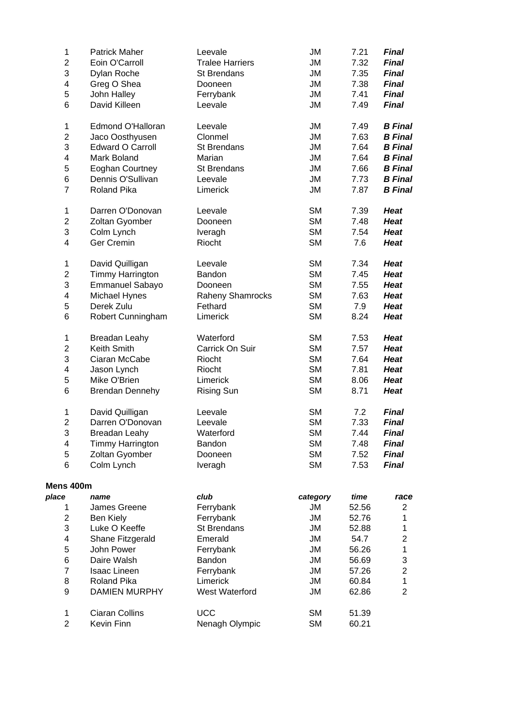| | | | | | |
|---|---|---|---|---|---|
| 1 | Patrick Maher | Leevale | JM | 7.21 | ***Final*** |
| 2 | Eoin O'Carroll | Tralee Harriers | JM | 7.32 | ***Final*** |
| 3 | Dylan Roche | St Brendans | JM | 7.35 | ***Final*** |
| 4 | Greg O Shea | Dooneen | JM | 7.38 | ***Final*** |
| 5 | John Halley | Ferrybank | JM | 7.41 | ***Final*** |
| 6 | David Killeen | Leevale | JM | 7.49 | ***Final*** |
| | | | | | |
| 1 | Edmond O'Halloran | Leevale | JM | 7.49 | ***B Final*** |
| 2 | Jaco Oosthyusen | Clonmel | JM | 7.63 | ***B Final*** |
| 3 | Edward O Carroll | St Brendans | JM | 7.64 | ***B Final*** |
| 4 | Mark Boland | Marian | JM | 7.64 | ***B Final*** |
| 5 | Eoghan Courtney | St Brendans | JM | 7.66 | ***B Final*** |
| 6 | Dennis O'Sullivan | Leevale | JM | 7.73 | ***B Final*** |
| 7 | Roland Pika | Limerick | JM | 7.87 | ***B Final*** |
| | | | | | |
| 1 | Darren O'Donovan | Leevale | SM | 7.39 | ***Heat*** |
| 2 | Zoltan Gyomber | Dooneen | SM | 7.48 | ***Heat*** |
| 3 | Colm Lynch | Iveragh | SM | 7.54 | ***Heat*** |
| 4 | Ger Cremin | Riocht | SM | 7.6 | ***Heat*** |
| | | | | | |
| 1 | David Quilligan | Leevale | SM | 7.34 | ***Heat*** |
| 2 | Timmy Harrington | Bandon | SM | 7.45 | ***Heat*** |
| 3 | Emmanuel Sabayo | Dooneen | SM | 7.55 | ***Heat*** |
| 4 | Michael Hynes | Raheny Shamrocks | SM | 7.63 | ***Heat*** |
| 5 | Derek Zulu | Fethard | SM | 7.9 | ***Heat*** |
| 6 | Robert Cunningham | Limerick | SM | 8.24 | ***Heat*** |
| | | | | | |
| 1 | Breadan Leahy | Waterford | SM | 7.53 | ***Heat*** |
| 2 | Keith Smith | Carrick On Suir | SM | 7.57 | ***Heat*** |
| 3 | Ciaran McCabe | Riocht | SM | 7.64 | ***Heat*** |
| 4 | Jason Lynch | Riocht | SM | 7.81 | ***Heat*** |
| 5 | Mike O'Brien | Limerick | SM | 8.06 | ***Heat*** |
| 6 | Brendan Dennehy | Rising Sun | SM | 8.71 | ***Heat*** |
| | | | | | |
| 1 | David Quilligan | Leevale | SM | 7.2 | ***Final*** |
| 2 | Darren O'Donovan | Leevale | SM | 7.33 | ***Final*** |
| 3 | Breadan Leahy | Waterford | SM | 7.44 | ***Final*** |
| 4 | Timmy Harrington | Bandon | SM | 7.48 | ***Final*** |
| 5 | Zoltan Gyomber | Dooneen | SM | 7.52 | ***Final*** |
| 6 | Colm Lynch | Iveragh | SM | 7.53 | ***Final*** |

**Mens 400m**

| *place* | *name* | *club* | *category* | *time* | *race* |
|---|---|---|---|---|---|
| 1 | James Greene | Ferrybank | JM | 52.56 | 2 |
| 2 | Ben Kiely | Ferrybank | JM | 52.76 | 1 |
| 3 | Luke O Keeffe | St Brendans | JM | 52.88 | 1 |
| 4 | Shane Fitzgerald | Emerald | JM | 54.7 | 2 |
| 5 | John Power | Ferrybank | JM | 56.26 | 1 |
| 6 | Daire Walsh | Bandon | JM | 56.69 | 3 |
| 7 | Isaac Lineen | Ferrybank | JM | 57.26 | 2 |
| 8 | Roland Pika | Limerick | JM | 60.84 | 1 |
| 9 | DAMIEN MURPHY | West Waterford | JM | 62.86 | 2 |
| | | | | | |
| 1 | Ciaran Collins | UCC | SM | 51.39 | |
| 2 | Kevin Finn | Nenagh Olympic | SM | 60.21 | |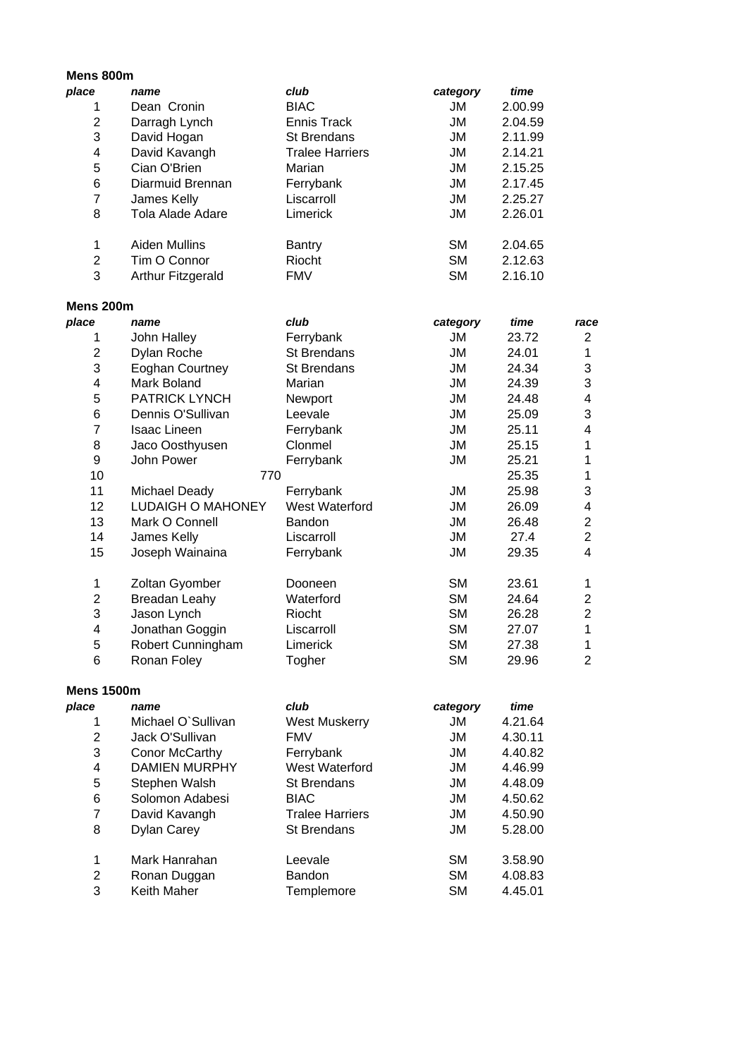**Mens 800m**

| *place* | *name* | *club* | *category* | *time* |
|---|---|---|---|---|
| 1 | Dean Cronin | BIAC | JM | 2.00.99 |
| 2 | Darragh Lynch | Ennis Track | JM | 2.04.59 |
| 3 | David Hogan | St Brendans | JM | 2.11.99 |
| 4 | David Kavangh | Tralee Harriers | JM | 2.14.21 |
| 5 | Cian O'Brien | Marian | JM | 2.15.25 |
| 6 | Diarmuid Brennan | Ferrybank | JM | 2.17.45 |
| 7 | James Kelly | Liscarroll | JM | 2.25.27 |
| 8 | Tola Alade Adare | Limerick | JM | 2.26.01 |
| | | | | |
| 1 | Aiden Mullins | Bantry | SM | 2.04.65 |
| 2 | Tim O Connor | Riocht | SM | 2.12.63 |
| 3 | Arthur Fitzgerald | FMV | SM | 2.16.10 |

**Mens 200m**

| *place* | *name* | *club* | *category* | *time* | *race* |
|---|---|---|---|---|---|
| 1 | John Halley | Ferrybank | JM | 23.72 | 2 |
| 2 | Dylan Roche | St Brendans | JM | 24.01 | 1 |
| 3 | Eoghan Courtney | St Brendans | JM | 24.34 | 3 |
| 4 | Mark Boland | Marian | JM | 24.39 | 3 |
| 5 | PATRICK LYNCH | Newport | JM | 24.48 | 4 |
| 6 | Dennis O'Sullivan | Leevale | JM | 25.09 | 3 |
| 7 | Isaac Lineen | Ferrybank | JM | 25.11 | 4 |
| 8 | Jaco Oosthyusen | Clonmel | JM | 25.15 | 1 |
| 9 | John Power | Ferrybank | JM | 25.21 | 1 |
| 10 | 770 | | | 25.35 | 1 |
| 11 | Michael Deady | Ferrybank | JM | 25.98 | 3 |
| 12 | LUDAIGH O MAHONEY | West Waterford | JM | 26.09 | 4 |
| 13 | Mark O Connell | Bandon | JM | 26.48 | 2 |
| 14 | James Kelly | Liscarroll | JM | 27.4 | 2 |
| 15 | Joseph Wainaina | Ferrybank | JM | 29.35 | 4 |
| | | | | | |
| 1 | Zoltan Gyomber | Dooneen | SM | 23.61 | 1 |
| 2 | Breadan Leahy | Waterford | SM | 24.64 | 2 |
| 3 | Jason Lynch | Riocht | SM | 26.28 | 2 |
| 4 | Jonathan Goggin | Liscarroll | SM | 27.07 | 1 |
| 5 | Robert Cunningham | Limerick | SM | 27.38 | 1 |
| 6 | Ronan Foley | Togher | SM | 29.96 | 2 |

**Mens 1500m**

| *place* | *name* | *club* | *category* | *time* |
|---|---|---|---|---|
| 1 | Michael O`Sullivan | West Muskerry | JM | 4.21.64 |
| 2 | Jack O'Sullivan | FMV | JM | 4.30.11 |
| 3 | Conor McCarthy | Ferrybank | JM | 4.40.82 |
| 4 | DAMIEN MURPHY | West Waterford | JM | 4.46.99 |
| 5 | Stephen Walsh | St Brendans | JM | 4.48.09 |
| 6 | Solomon Adabesi | BIAC | JM | 4.50.62 |
| 7 | David Kavangh | Tralee Harriers | JM | 4.50.90 |
| 8 | Dylan Carey | St Brendans | JM | 5.28.00 |
| | | | | |
| 1 | Mark Hanrahan | Leevale | SM | 3.58.90 |
| 2 | Ronan Duggan | Bandon | SM | 4.08.83 |
| 3 | Keith Maher | Templemore | SM | 4.45.01 |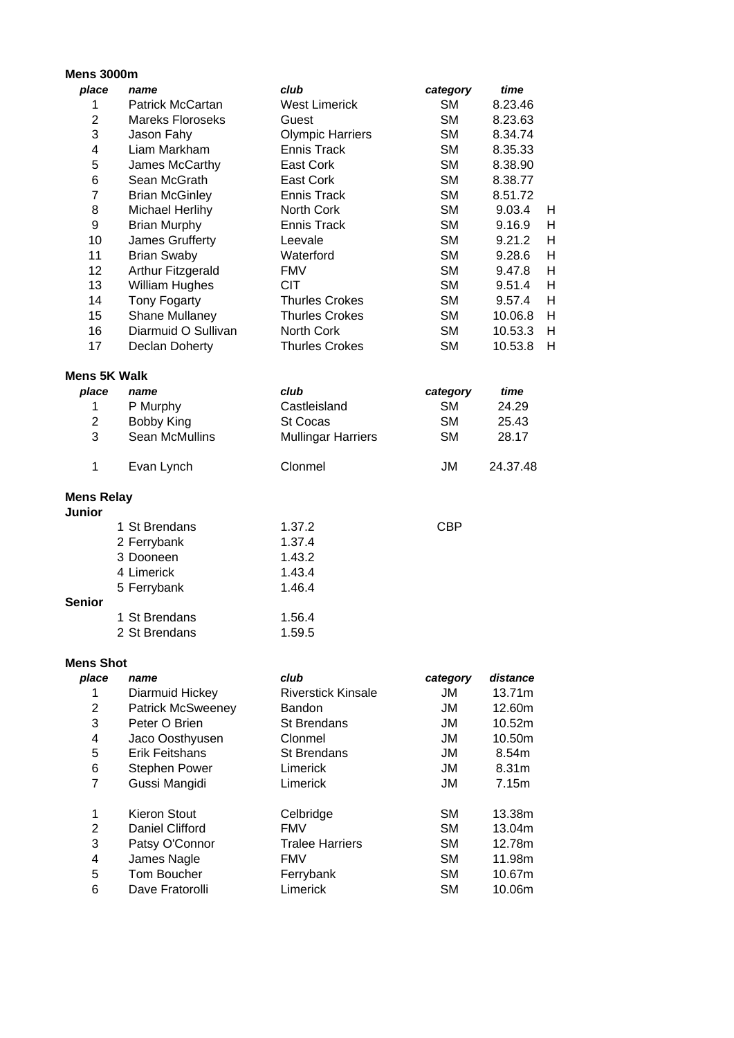**Mens 3000m**

| place | name | club | category | time | |
|---|---|---|---|---|---|
| 1 | Patrick McCartan | West Limerick | SM | 8.23.46 | |
| 2 | Mareks Floroseks | Guest | SM | 8.23.63 | |
| 3 | Jason Fahy | Olympic Harriers | SM | 8.34.74 | |
| 4 | Liam Markham | Ennis Track | SM | 8.35.33 | |
| 5 | James McCarthy | East Cork | SM | 8.38.90 | |
| 6 | Sean McGrath | East Cork | SM | 8.38.77 | |
| 7 | Brian McGinley | Ennis Track | SM | 8.51.72 | |
| 8 | Michael Herlihy | North Cork | SM | 9.03.4 | H |
| 9 | Brian Murphy | Ennis Track | SM | 9.16.9 | H |
| 10 | James Grufferty | Leevale | SM | 9.21.2 | H |
| 11 | Brian Swaby | Waterford | SM | 9.28.6 | H |
| 12 | Arthur Fitzgerald | FMV | SM | 9.47.8 | H |
| 13 | William Hughes | CIT | SM | 9.51.4 | H |
| 14 | Tony Fogarty | Thurles Crokes | SM | 9.57.4 | H |
| 15 | Shane Mullaney | Thurles Crokes | SM | 10.06.8 | H |
| 16 | Diarmuid O Sullivan | North Cork | SM | 10.53.3 | H |
| 17 | Declan Doherty | Thurles Crokes | SM | 10.53.8 | H |

**Mens 5K Walk**

| place | name | club | category | time |
|---|---|---|---|---|
| 1 | P Murphy | Castleisland | SM | 24.29 |
| 2 | Bobby King | St Cocas | SM | 25.43 |
| 3 | Sean McMullins | Mullingar Harriers | SM | 28.17 |
| | | | | |
| 1 | Evan Lynch | Clonmel | JM | 24.37.48 |

**Mens Relay**

**Junior**

| place | team | time | |
|---|---|---|---|
| 1 | St Brendans | 1.37.2 | CBP |
| 2 | Ferrybank | 1.37.4 | |
| 3 | Dooneen | 1.43.2 | |
| 4 | Limerick | 1.43.4 | |
| 5 | Ferrybank | 1.46.4 | |

**Senior**

| place | team | time |
|---|---|---|
| 1 | St Brendans | 1.56.4 |
| 2 | St Brendans | 1.59.5 |

**Mens Shot**

| place | name | club | category | distance |
|---|---|---|---|---|
| 1 | Diarmuid Hickey | Riverstick Kinsale | JM | 13.71m |
| 2 | Patrick McSweeney | Bandon | JM | 12.60m |
| 3 | Peter O Brien | St Brendans | JM | 10.52m |
| 4 | Jaco Oosthyusen | Clonmel | JM | 10.50m |
| 5 | Erik Feitshans | St Brendans | JM | 8.54m |
| 6 | Stephen Power | Limerick | JM | 8.31m |
| 7 | Gussi Mangidi | Limerick | JM | 7.15m |
| | | | | |
| 1 | Kieron Stout | Celbridge | SM | 13.38m |
| 2 | Daniel Clifford | FMV | SM | 13.04m |
| 3 | Patsy O'Connor | Tralee Harriers | SM | 12.78m |
| 4 | James Nagle | FMV | SM | 11.98m |
| 5 | Tom Boucher | Ferrybank | SM | 10.67m |
| 6 | Dave Fratorolli | Limerick | SM | 10.06m |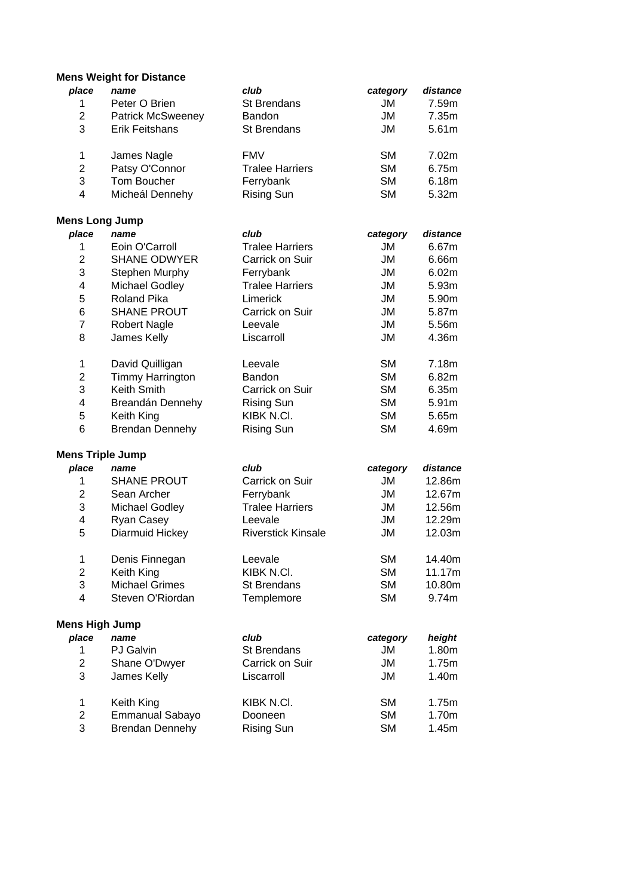**Mens Weight for Distance**

| *place* | *name* | *club* | *category* | *distance* |
|---|---|---|---|---|
| 1 | Peter O Brien | St Brendans | JM | 7.59m |
| 2 | Patrick McSweeney | Bandon | JM | 7.35m |
| 3 | Erik Feitshans | St Brendans | JM | 5.61m |
| | | | | |
| 1 | James Nagle | FMV | SM | 7.02m |
| 2 | Patsy O'Connor | Tralee Harriers | SM | 6.75m |
| 3 | Tom Boucher | Ferrybank | SM | 6.18m |
| 4 | Micheál Dennehy | Rising Sun | SM | 5.32m |

**Mens Long Jump**

| *place* | *name* | *club* | *category* | *distance* |
|---|---|---|---|---|
| 1 | Eoin O'Carroll | Tralee Harriers | JM | 6.67m |
| 2 | SHANE ODWYER | Carrick on Suir | JM | 6.66m |
| 3 | Stephen Murphy | Ferrybank | JM | 6.02m |
| 4 | Michael Godley | Tralee Harriers | JM | 5.93m |
| 5 | Roland Pika | Limerick | JM | 5.90m |
| 6 | SHANE PROUT | Carrick on Suir | JM | 5.87m |
| 7 | Robert Nagle | Leevale | JM | 5.56m |
| 8 | James Kelly | Liscarroll | JM | 4.36m |
| | | | | |
| 1 | David Quilligan | Leevale | SM | 7.18m |
| 2 | Timmy Harrington | Bandon | SM | 6.82m |
| 3 | Keith Smith | Carrick on Suir | SM | 6.35m |
| 4 | Breandán Dennehy | Rising Sun | SM | 5.91m |
| 5 | Keith King | KIBK N.Cl. | SM | 5.65m |
| 6 | Brendan Dennehy | Rising Sun | SM | 4.69m |

**Mens Triple Jump**

| *place* | *name* | *club* | *category* | *distance* |
|---|---|---|---|---|
| 1 | SHANE PROUT | Carrick on Suir | JM | 12.86m |
| 2 | Sean Archer | Ferrybank | JM | 12.67m |
| 3 | Michael Godley | Tralee Harriers | JM | 12.56m |
| 4 | Ryan Casey | Leevale | JM | 12.29m |
| 5 | Diarmuid Hickey | Riverstick Kinsale | JM | 12.03m |
| | | | | |
| 1 | Denis Finnegan | Leevale | SM | 14.40m |
| 2 | Keith King | KIBK N.Cl. | SM | 11.17m |
| 3 | Michael Grimes | St Brendans | SM | 10.80m |
| 4 | Steven O'Riordan | Templemore | SM | 9.74m |

**Mens High Jump**

| *place* | *name* | *club* | *category* | *height* |
|---|---|---|---|---|
| 1 | PJ Galvin | St Brendans | JM | 1.80m |
| 2 | Shane O'Dwyer | Carrick on Suir | JM | 1.75m |
| 3 | James Kelly | Liscarroll | JM | 1.40m |
| | | | | |
| 1 | Keith King | KIBK N.Cl. | SM | 1.75m |
| 2 | Emmanual Sabayo | Dooneen | SM | 1.70m |
| 3 | Brendan Dennehy | Rising Sun | SM | 1.45m |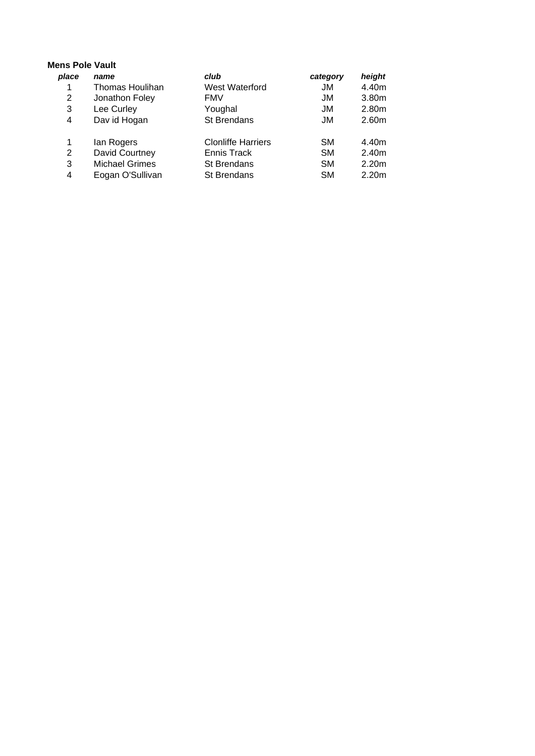**Mens Pole Vault**

| *place* | *name* | *club* | *category* | *height* |
|---|---|---|---|---|
| 1 | Thomas Houlihan | West Waterford | JM | 4.40m |
| 2 | Jonathon Foley | FMV | JM | 3.80m |
| 3 | Lee Curley | Youghal | JM | 2.80m |
| 4 | Dav id Hogan | St Brendans | JM | 2.60m |
| | | | | |
| 1 | Ian Rogers | Clonliffe Harriers | SM | 4.40m |
| 2 | David Courtney | Ennis Track | SM | 2.40m |
| 3 | Michael Grimes | St Brendans | SM | 2.20m |
| 4 | Eogan O'Sullivan | St Brendans | SM | 2.20m |